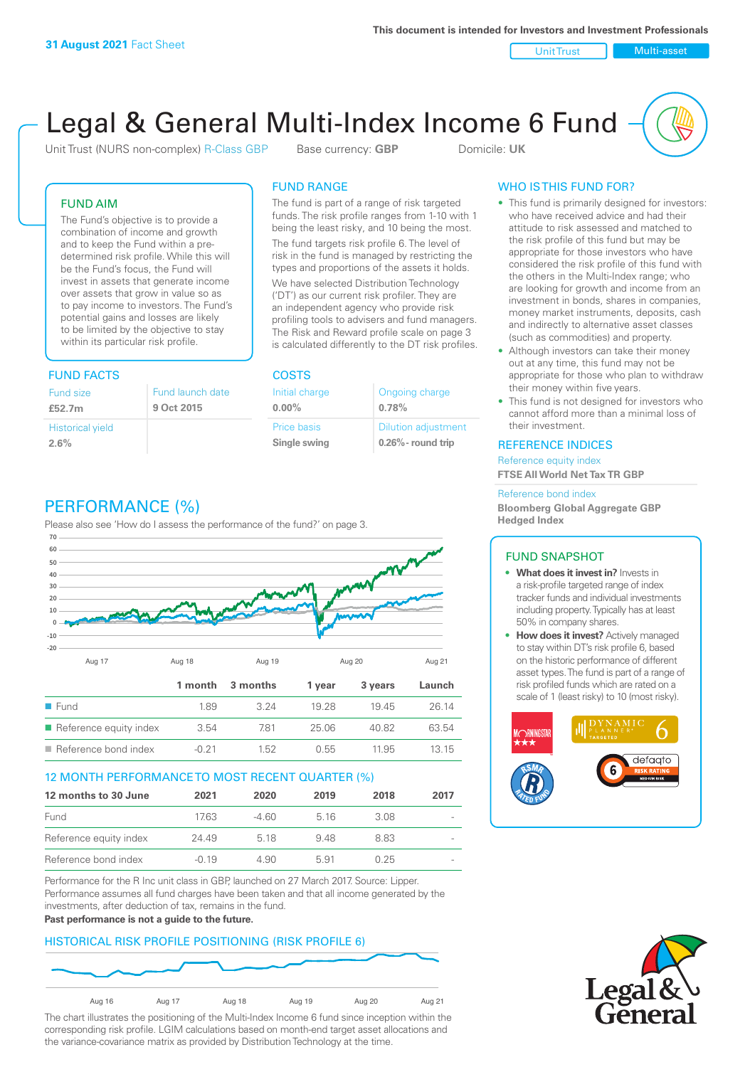31 August 2021 Fact Sheet

This document is intended for Investors and Investment Professionals

Unit Trust | Multi-asset

# Legal & General Multi-Index Income 6 Fund

Unit Trust (NURS non-complex) R-Class GBP    Base currency: **GBP**    Domicile: **UK**

## FUND AIM

The Fund's objective is to provide a combination of income and growth and to keep the Fund within a pre-determined risk profile. While this will be the Fund's focus, the Fund will invest in assets that generate income over assets that grow in value so as to pay income to investors. The Fund's potential gains and losses are likely to be limited by the objective to stay within its particular risk profile.

## FUND FACTS

| Fund size | Fund launch date |
|---|---|
| **£52.7m** | **9 Oct 2015** |
| Historical yield | |
| **2.6%** | |

## FUND RANGE

The fund is part of a range of risk targeted funds. The risk profile ranges from 1-10 with 1 being the least risky, and 10 being the most.

The fund targets risk profile 6. The level of risk in the fund is managed by restricting the types and proportions of the assets it holds.

We have selected Distribution Technology ('DT') as our current risk profiler. They are an independent agency who provide risk profiling tools to advisers and fund managers. The Risk and Reward profile scale on page 3 is calculated differently to the DT risk profiles.

## COSTS

| Initial charge | Ongoing charge |
|---|---|
| **0.00%** | **0.78%** |
| Price basis | Dilution adjustment |
| **Single swing** | **0.26%- round trip** |

## WHO IS THIS FUND FOR?

- This fund is primarily designed for investors: who have received advice and had their attitude to risk assessed and matched to the risk profile of this fund but may be appropriate for those investors who have considered the risk profile of this fund with the others in the Multi-Index range; who are looking for growth and income from an investment in bonds, shares in companies, money market instruments, deposits, cash and indirectly to alternative asset classes (such as commodities) and property.
- Although investors can take their money out at any time, this fund may not be appropriate for those who plan to withdraw their money within five years.
- This fund is not designed for investors who cannot afford more than a minimal loss of their investment.

## REFERENCE INDICES

Reference equity index
**FTSE All World Net Tax TR GBP**

Reference bond index
**Bloomberg Global Aggregate GBP Hedged Index**

## PERFORMANCE (%)

Please also see 'How do I assess the performance of the fund?' on page 3.

| | 1 month | 3 months | 1 year | 3 years | Launch |
|---|---|---|---|---|---|
| Fund | 1.89 | 3.24 | 19.28 | 19.45 | 26.14 |
| Reference equity index | 3.54 | 7.81 | 25.06 | 40.82 | 63.54 |
| Reference bond index | -0.21 | 1.52 | 0.55 | 11.95 | 13.15 |

## 12 MONTH PERFORMANCE TO MOST RECENT QUARTER (%)

| 12 months to 30 June | 2021 | 2020 | 2019 | 2018 | 2017 |
|---|---|---|---|---|---|
| Fund | 17.63 | -4.60 | 5.16 | 3.08 | - |
| Reference equity index | 24.49 | 5.18 | 9.48 | 8.83 | - |
| Reference bond index | -0.19 | 4.90 | 5.91 | 0.25 | - |

Performance for the R Inc unit class in GBP, launched on 27 March 2017. Source: Lipper. Performance assumes all fund charges have been taken and that all income generated by the investments, after deduction of tax, remains in the fund.

**Past performance is not a guide to the future.**

## HISTORICAL RISK PROFILE POSITIONING (RISK PROFILE 6)

The chart illustrates the positioning of the Multi-Index Income 6 fund since inception within the corresponding risk profile. LGIM calculations based on month-end target asset allocations and the variance-covariance matrix as provided by Distribution Technology at the time.

## FUND SNAPSHOT

- **What does it invest in?** Invests in a risk-profile targeted range of index tracker funds and individual investments including property. Typically has at least 50% in company shares.
- **How does it invest?** Actively managed to stay within DT's risk profile 6, based on the historic performance of different asset types. The fund is part of a range of risk profiled funds which are rated on a scale of 1 (least risky) to 10 (most risky).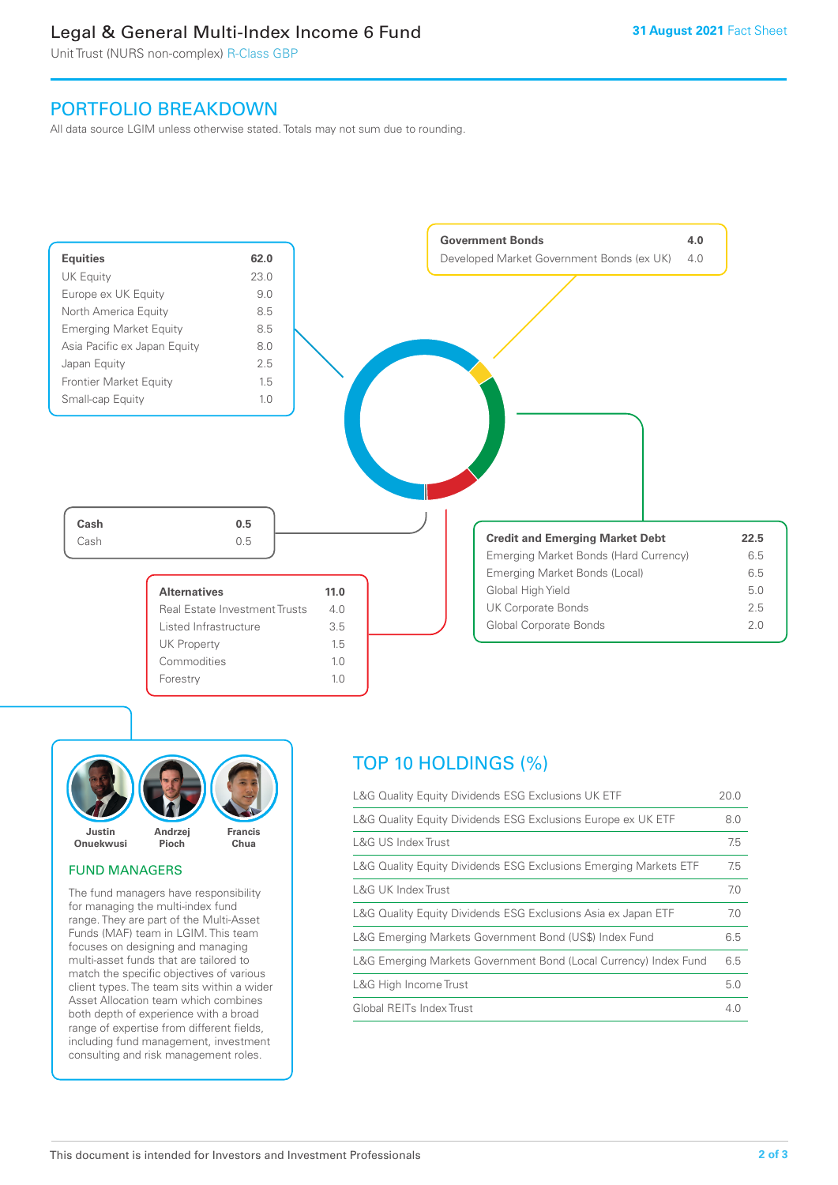# PORTFOLIO BREAKDOWN

All data source LGIM unless otherwise stated. Totals may not sum due to rounding.

| Equities | 62.0 |
|---|---|
| UK Equity | 23.0 |
| Europe ex UK Equity | 9.0 |
| North America Equity | 8.5 |
| Emerging Market Equity | 8.5 |
| Asia Pacific ex Japan Equity | 8.0 |
| Japan Equity | 2.5 |
| Frontier Market Equity | 1.5 |
| Small-cap Equity | 1.0 |

| Government Bonds | 4.0 |
|---|---|
| Developed Market Government Bonds (ex UK) | 4.0 |

| Cash | 0.5 |
|---|---|
| Cash | 0.5 |

| Credit and Emerging Market Debt | 22.5 |
|---|---|
| Emerging Market Bonds (Hard Currency) | 6.5 |
| Emerging Market Bonds (Local) | 6.5 |
| Global High Yield | 5.0 |
| UK Corporate Bonds | 2.5 |
| Global Corporate Bonds | 2.0 |

| Alternatives | 11.0 |
|---|---|
| Real Estate Investment Trusts | 4.0 |
| Listed Infrastructure | 3.5 |
| UK Property | 1.5 |
| Commodities | 1.0 |
| Forestry | 1.0 |

Justin Onuekwusi, Andrzej Pioch, Francis Chua

## FUND MANAGERS

The fund managers have responsibility for managing the multi-index fund range. They are part of the Multi-Asset Funds (MAF) team in LGIM. This team focuses on designing and managing multi-asset funds that are tailored to match the specific objectives of various client types. The team sits within a wider Asset Allocation team which combines both depth of experience with a broad range of expertise from different fields, including fund management, investment consulting and risk management roles.

## TOP 10 HOLDINGS (%)

| Holding | % |
|---|---|
| L&G Quality Equity Dividends ESG Exclusions UK ETF | 20.0 |
| L&G Quality Equity Dividends ESG Exclusions Europe ex UK ETF | 8.0 |
| L&G US Index Trust | 7.5 |
| L&G Quality Equity Dividends ESG Exclusions Emerging Markets ETF | 7.5 |
| L&G UK Index Trust | 7.0 |
| L&G Quality Equity Dividends ESG Exclusions Asia ex Japan ETF | 7.0 |
| L&G Emerging Markets Government Bond (US$) Index Fund | 6.5 |
| L&G Emerging Markets Government Bond (Local Currency) Index Fund | 6.5 |
| L&G High Income Trust | 5.0 |
| Global REITs Index Trust | 4.0 |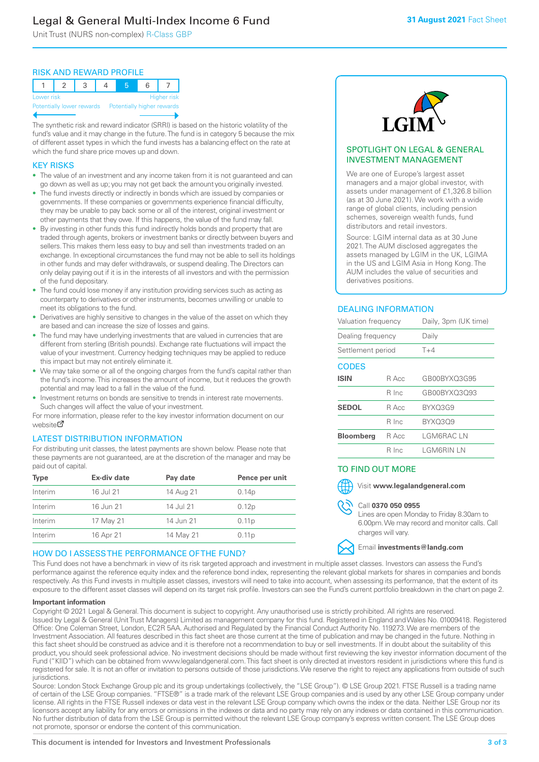# Legal & General Multi-Index Income 6 Fund

Unit Trust (NURS non-complex) R-Class GBP

**31 August 2021** Fact Sheet

## RISK AND REWARD PROFILE

| 1 | 2 | 3 | 4 | 5 | 6 | 7 |
|---|---|---|---|---|---|---|

Lower risk — Higher risk

Potentially lower rewards — Potentially higher rewards

The synthetic risk and reward indicator (SRRI) is based on the historic volatility of the fund's value and it may change in the future. The fund is in category 5 because the mix of different asset types in which the fund invests has a balancing effect on the rate at which the fund share price moves up and down.

## KEY RISKS

- The value of an investment and any income taken from it is not guaranteed and can go down as well as up; you may not get back the amount you originally invested.
- The fund invests directly or indirectly in bonds which are issued by companies or governments. If these companies or governments experience financial difficulty, they may be unable to pay back some or all of the interest, original investment or other payments that they owe. If this happens, the value of the fund may fall.
- By investing in other funds this fund indirectly holds bonds and property that are traded through agents, brokers or investment banks or directly between buyers and sellers. This makes them less easy to buy and sell than investments traded on an exchange. In exceptional circumstances the fund may not be able to sell its holdings in other funds and may defer withdrawals, or suspend dealing. The Directors can only delay paying out if it is in the interests of all investors and with the permission of the fund depositary.
- The fund could lose money if any institution providing services such as acting as counterparty to derivatives or other instruments, becomes unwilling or unable to meet its obligations to the fund.
- Derivatives are highly sensitive to changes in the value of the asset on which they are based and can increase the size of losses and gains.
- The fund may have underlying investments that are valued in currencies that are different from sterling (British pounds). Exchange rate fluctuations will impact the value of your investment. Currency hedging techniques may be applied to reduce this impact but may not entirely eliminate it.
- We may take some or all of the ongoing charges from the fund's capital rather than the fund's income. This increases the amount of income, but it reduces the growth potential and may lead to a fall in the value of the fund.
- Investment returns on bonds are sensitive to trends in interest rate movements. Such changes will affect the value of your investment.

For more information, please refer to the key investor information document on our website

## LATEST DISTRIBUTION INFORMATION

For distributing unit classes, the latest payments are shown below. Please note that these payments are not guaranteed, are at the discretion of the manager and may be paid out of capital.

| Type | Ex-div date | Pay date | Pence per unit |
|---|---|---|---|
| Interim | 16 Jul 21 | 14 Aug 21 | 0.14p |
| Interim | 16 Jun 21 | 14 Jul 21 | 0.12p |
| Interim | 17 May 21 | 14 Jun 21 | 0.11p |
| Interim | 16 Apr 21 | 14 May 21 | 0.11p |

## SPOTLIGHT ON LEGAL & GENERAL INVESTMENT MANAGEMENT

We are one of Europe's largest asset managers and a major global investor, with assets under management of £1,326.8 billion (as at 30 June 2021). We work with a wide range of global clients, including pension schemes, sovereign wealth funds, fund distributors and retail investors.

Source: LGIM internal data as at 30 June 2021. The AUM disclosed aggregates the assets managed by LGIM in the UK, LGIMA in the US and LGIM Asia in Hong Kong. The AUM includes the value of securities and derivatives positions.

## DEALING INFORMATION

| | |
|---|---|
| Valuation frequency | Daily, 3pm (UK time) |
| Dealing frequency | Daily |
| Settlement period | T+4 |

## CODES

| | | |
|---|---|---|
| **ISIN** | R Acc | GB00BYXQ3G95 |
| | R Inc | GB00BYXQ3Q93 |
| **SEDOL** | R Acc | BYXQ3G9 |
| | R Inc | BYXQ3Q9 |
| **Bloomberg** | R Acc | LGM6RAC LN |
| | R Inc | LGM6RIN LN |

## TO FIND OUT MORE

Visit **www.legalandgeneral.com**

Call **0370 050 0955**
Lines are open Monday to Friday 8.30am to 6.00pm. We may record and monitor calls. Call charges will vary.

Email **investments@landg.com**

## HOW DO I ASSESS THE PERFORMANCE OF THE FUND?

This Fund does not have a benchmark in view of its risk targeted approach and investment in multiple asset classes. Investors can assess the Fund's performance against the reference equity index and the reference bond index, representing the relevant global markets for shares in companies and bonds respectively. As this Fund invests in multiple asset classes, investors will need to take into account, when assessing its performance, that the extent of its exposure to the different asset classes will depend on its target risk profile. Investors can see the Fund's current portfolio breakdown in the chart on page 2.

### Important information

Copyright © 2021 Legal & General. This document is subject to copyright. Any unauthorised use is strictly prohibited. All rights are reserved.

Issued by Legal & General (Unit Trust Managers) Limited as management company for this fund. Registered in England and Wales No. 01009418. Registered Office: One Coleman Street, London, EC2R 5AA. Authorised and Regulated by the Financial Conduct Authority No. 119273. We are members of the Investment Association. All features described in this fact sheet are those current at the time of publication and may be changed in the future. Nothing in this fact sheet should be construed as advice and it is therefore not a recommendation to buy or sell investments. If in doubt about the suitability of this product, you should seek professional advice. No investment decisions should be made without first reviewing the key investor information document of the Fund ("KIID") which can be obtained from www.legalandgeneral.com. This fact sheet is only directed at investors resident in jurisdictions where this fund is registered for sale. It is not an offer or invitation to persons outside of those jurisdictions. We reserve the right to reject any applications from outside of such jurisdictions.

Source: London Stock Exchange Group plc and its group undertakings (collectively, the "LSE Group"). © LSE Group 2021. FTSE Russell is a trading name of certain of the LSE Group companies. "FTSE®" is a trade mark of the relevant LSE Group companies and is used by any other LSE Group company under license. All rights in the FTSE Russell indexes or data vest in the relevant LSE Group company which owns the index or the data. Neither LSE Group nor its licensors accept any liability for any errors or omissions in the indexes or data and no party may rely on any indexes or data contained in this communication. No further distribution of data from the LSE Group is permitted without the relevant LSE Group company's express written consent. The LSE Group does not promote, sponsor or endorse the content of this communication.

This document is intended for Investors and Investment Professionals